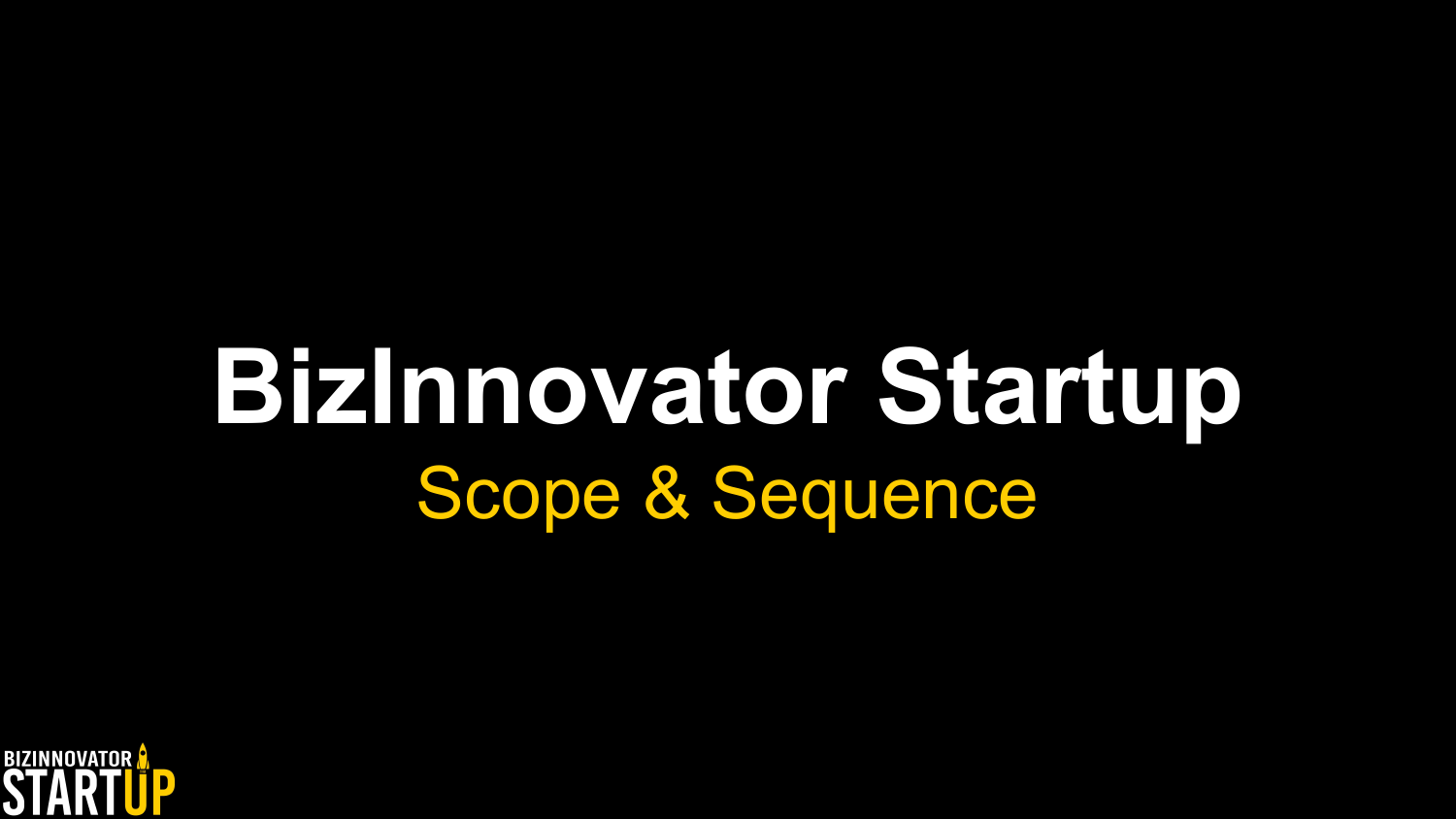# BizInnovator Startup

## Scope & Sequence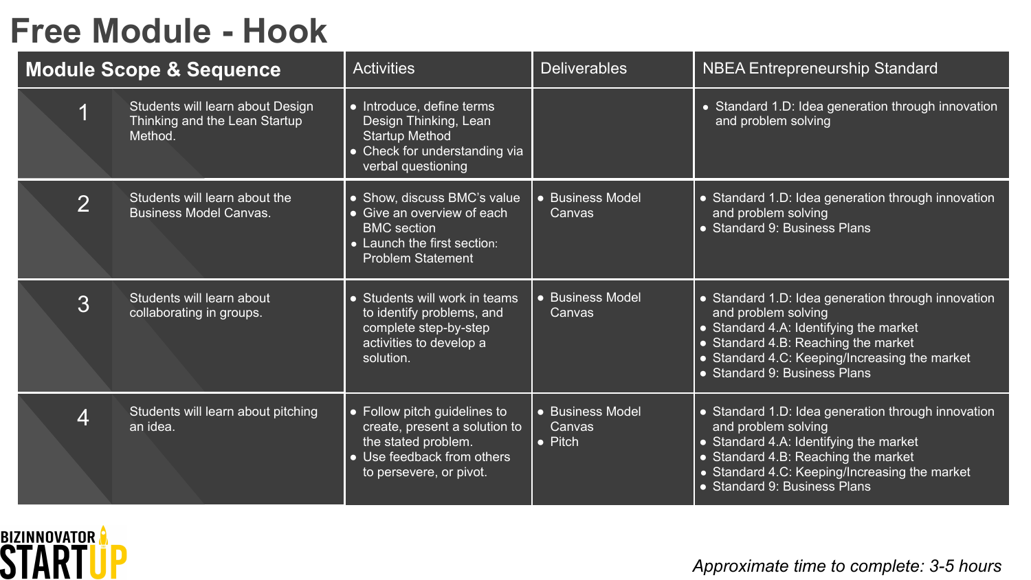# Free Module - Hook

| Module Scope & Sequence | | Activities | Deliverables | NBEA Entrepreneurship Standard |
|---|---|---|---|---|
| 1 | Students will learn about Design Thinking and the Lean Startup Method. | • Introduce, define terms Design Thinking, Lean Startup Method<br>• Check for understanding via verbal questioning | | • Standard 1.D: Idea generation through innovation and problem solving |
| 2 | Students will learn about the Business Model Canvas. | • Show, discuss BMC's value<br>• Give an overview of each BMC section<br>• Launch the first section: Problem Statement | • Business Model Canvas | • Standard 1.D: Idea generation through innovation and problem solving<br>• Standard 9: Business Plans |
| 3 | Students will learn about collaborating in groups. | • Students will work in teams to identify problems, and complete step-by-step activities to develop a solution. | • Business Model Canvas | • Standard 1.D: Idea generation through innovation and problem solving<br>• Standard 4.A: Identifying the market<br>• Standard 4.B: Reaching the market<br>• Standard 4.C: Keeping/Increasing the market<br>• Standard 9: Business Plans |
| 4 | Students will learn about pitching an idea. | • Follow pitch guidelines to create, present a solution to the stated problem.<br>• Use feedback from others to persevere, or pivot. | • Business Model Canvas<br>• Pitch | • Standard 1.D: Idea generation through innovation and problem solving<br>• Standard 4.A: Identifying the market<br>• Standard 4.B: Reaching the market<br>• Standard 4.C: Keeping/Increasing the market<br>• Standard 9: Business Plans |

BIZINNOVATOR STARTUP

*Approximate time to complete: 3-5 hours*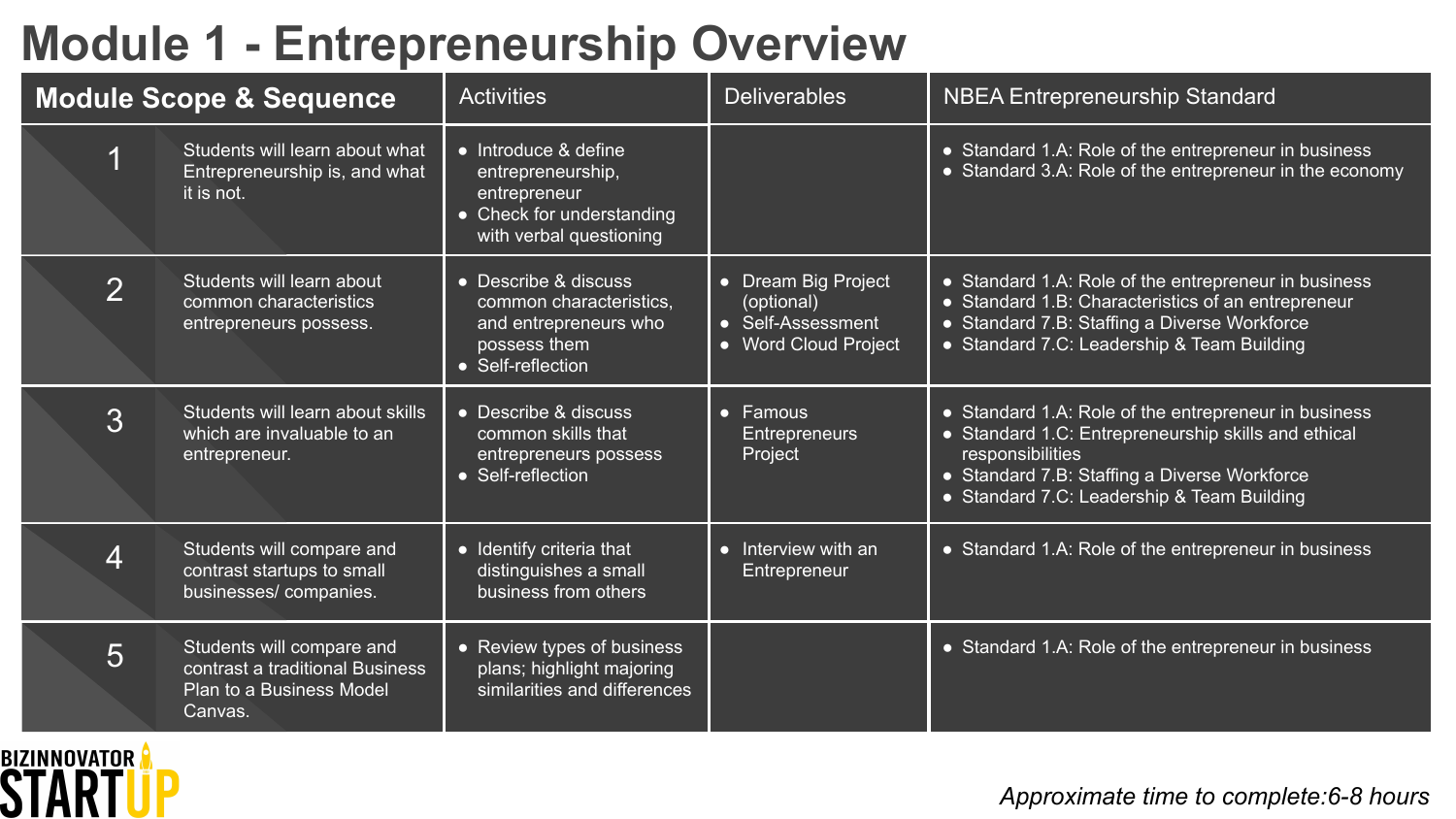# Module 1 - Entrepreneurship Overview

| Module Scope & Sequence | | Activities | Deliverables | NBEA Entrepreneurship Standard |
|---|---|---|---|---|
| 1 | Students will learn about what Entrepreneurship is, and what it is not. | • Introduce & define entrepreneurship, entrepreneur<br>• Check for understanding with verbal questioning | | • Standard 1.A: Role of the entrepreneur in business<br>• Standard 3.A: Role of the entrepreneur in the economy |
| 2 | Students will learn about common characteristics entrepreneurs possess. | • Describe & discuss common characteristics, and entrepreneurs who possess them<br>• Self-reflection | • Dream Big Project (optional)<br>• Self-Assessment<br>• Word Cloud Project | • Standard 1.A: Role of the entrepreneur in business<br>• Standard 1.B: Characteristics of an entrepreneur<br>• Standard 7.B: Staffing a Diverse Workforce<br>• Standard 7.C: Leadership & Team Building |
| 3 | Students will learn about skills which are invaluable to an entrepreneur. | • Describe & discuss common skills that entrepreneurs possess<br>• Self-reflection | • Famous Entrepreneurs Project | • Standard 1.A: Role of the entrepreneur in business<br>• Standard 1.C: Entrepreneurship skills and ethical responsibilities<br>• Standard 7.B: Staffing a Diverse Workforce<br>• Standard 7.C: Leadership & Team Building |
| 4 | Students will compare and contrast startups to small businesses/ companies. | • Identify criteria that distinguishes a small business from others | • Interview with an Entrepreneur | • Standard 1.A: Role of the entrepreneur in business |
| 5 | Students will compare and contrast a traditional Business Plan to a Business Model Canvas. | • Review types of business plans; highlight majoring similarities and differences | | • Standard 1.A: Role of the entrepreneur in business |

BIZINNOVATOR STARTUP

*Approximate time to complete:6-8 hours*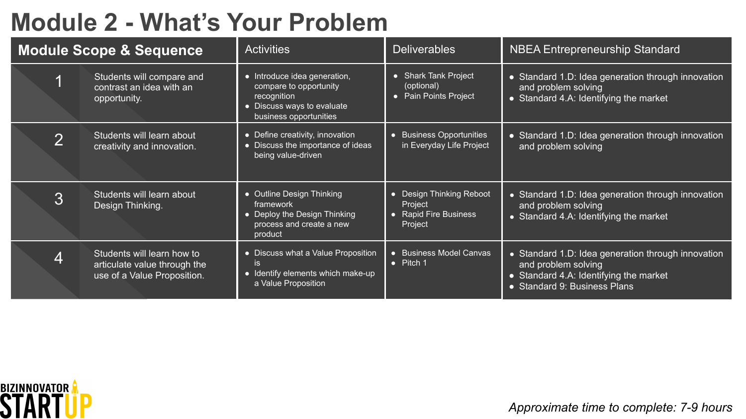# Module 2 - What's Your Problem

| Module Scope & Sequence | | Activities | Deliverables | NBEA Entrepreneurship Standard |
|---|---|---|---|---|
| 1 | Students will compare and contrast an idea with an opportunity. | • Introduce idea generation, compare to opportunity recognition<br>• Discuss ways to evaluate business opportunities | • Shark Tank Project (optional)<br>• Pain Points Project | • Standard 1.D: Idea generation through innovation and problem solving<br>• Standard 4.A: Identifying the market |
| 2 | Students will learn about creativity and innovation. | • Define creativity, innovation<br>• Discuss the importance of ideas being value-driven | • Business Opportunities in Everyday Life Project | • Standard 1.D: Idea generation through innovation and problem solving |
| 3 | Students will learn about Design Thinking. | • Outline Design Thinking framework<br>• Deploy the Design Thinking process and create a new product | • Design Thinking Reboot Project<br>• Rapid Fire Business Project | • Standard 1.D: Idea generation through innovation and problem solving<br>• Standard 4.A: Identifying the market |
| 4 | Students will learn how to articulate value through the use of a Value Proposition. | • Discuss what a Value Proposition is<br>• Identify elements which make-up a Value Proposition | • Business Model Canvas<br>• Pitch 1 | • Standard 1.D: Idea generation through innovation and problem solving<br>• Standard 4.A: Identifying the market<br>• Standard 9: Business Plans |

BIZINNOVATOR STARTUP

*Approximate time to complete: 7-9 hours*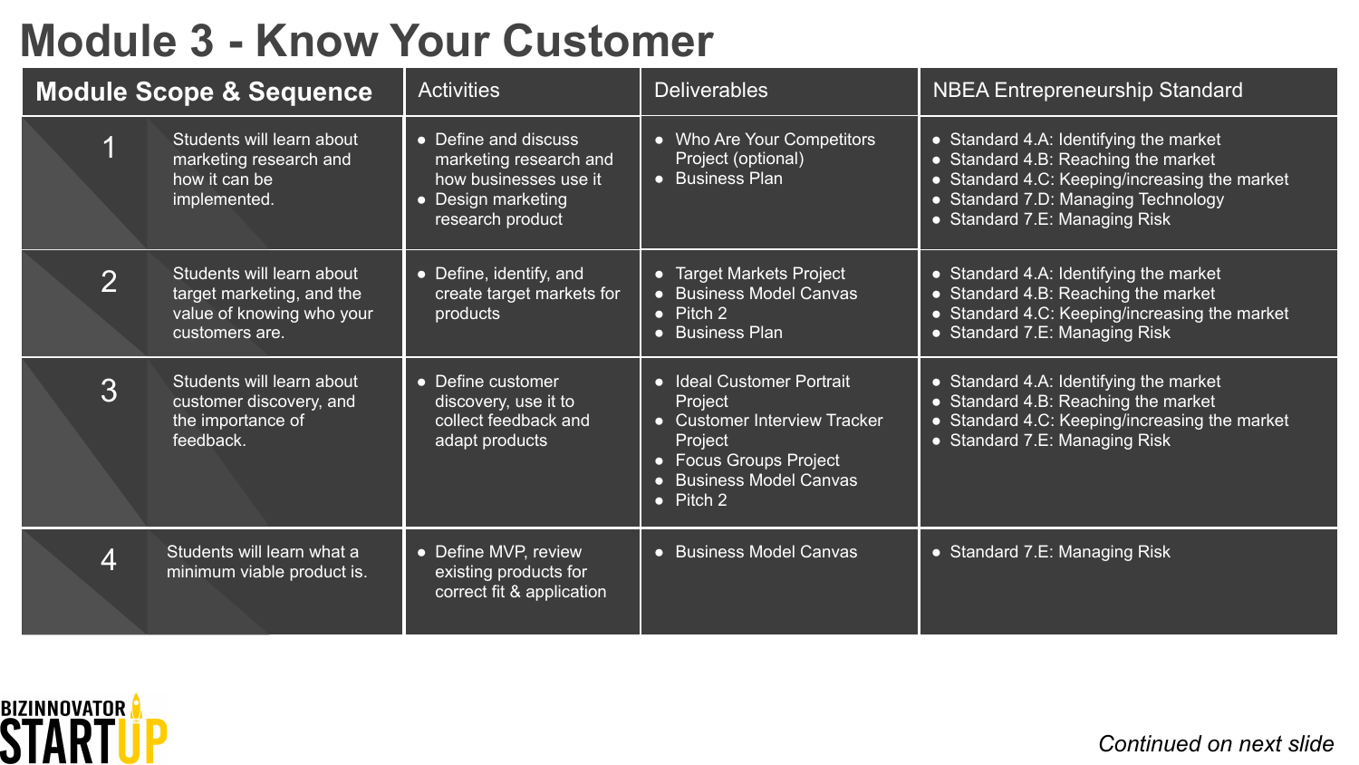# Module 3 - Know Your Customer

| Module Scope & Sequence | | Activities | Deliverables | NBEA Entrepreneurship Standard |
|---|---|---|---|---|
| 1 | Students will learn about marketing research and how it can be implemented. | • Define and discuss marketing research and how businesses use it<br>• Design marketing research product | • Who Are Your Competitors Project (optional)<br>• Business Plan | • Standard 4.A: Identifying the market<br>• Standard 4.B: Reaching the market<br>• Standard 4.C: Keeping/increasing the market<br>• Standard 7.D: Managing Technology<br>• Standard 7.E: Managing Risk |
| 2 | Students will learn about target marketing, and the value of knowing who your customers are. | • Define, identify, and create target markets for products | • Target Markets Project<br>• Business Model Canvas<br>• Pitch 2<br>• Business Plan | • Standard 4.A: Identifying the market<br>• Standard 4.B: Reaching the market<br>• Standard 4.C: Keeping/increasing the market<br>• Standard 7.E: Managing Risk |
| 3 | Students will learn about customer discovery, and the importance of feedback. | • Define customer discovery, use it to collect feedback and adapt products | • Ideal Customer Portrait Project<br>• Customer Interview Tracker Project<br>• Focus Groups Project<br>• Business Model Canvas<br>• Pitch 2 | • Standard 4.A: Identifying the market<br>• Standard 4.B: Reaching the market<br>• Standard 4.C: Keeping/increasing the market<br>• Standard 7.E: Managing Risk |
| 4 | Students will learn what a minimum viable product is. | • Define MVP, review existing products for correct fit & application | • Business Model Canvas | • Standard 7.E: Managing Risk |

BIZINNOVATOR STARTUP

*Continued on next slide*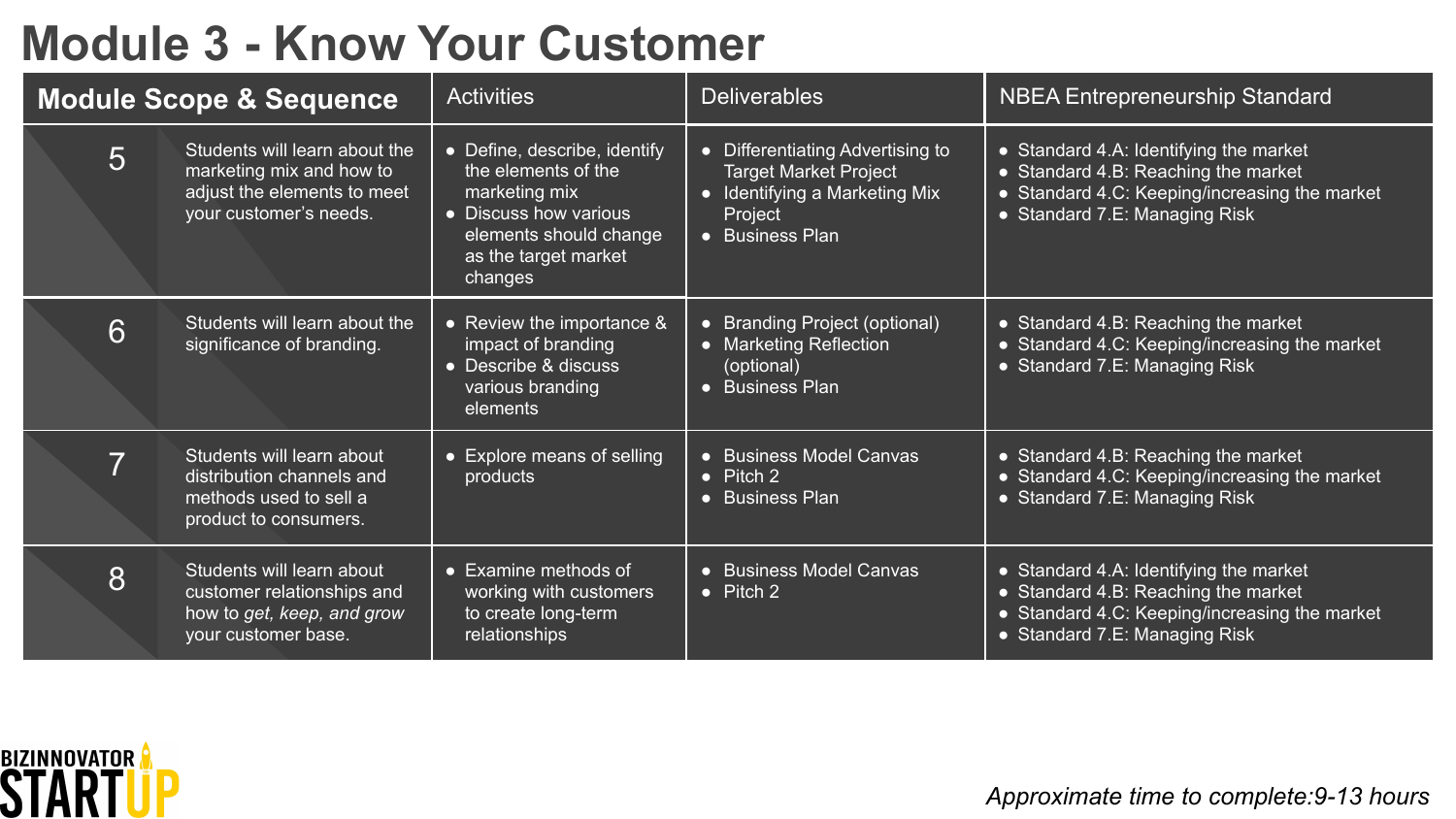# Module 3 - Know Your Customer

| Module Scope & Sequence | | Activities | Deliverables | NBEA Entrepreneurship Standard |
|---|---|---|---|---|
| 5 | Students will learn about the marketing mix and how to adjust the elements to meet your customer's needs. | • Define, describe, identify the elements of the marketing mix<br>• Discuss how various elements should change as the target market changes | • Differentiating Advertising to Target Market Project<br>• Identifying a Marketing Mix Project<br>• Business Plan | • Standard 4.A: Identifying the market<br>• Standard 4.B: Reaching the market<br>• Standard 4.C: Keeping/increasing the market<br>• Standard 7.E: Managing Risk |
| 6 | Students will learn about the significance of branding. | • Review the importance & impact of branding<br>• Describe & discuss various branding elements | • Branding Project (optional)<br>• Marketing Reflection (optional)<br>• Business Plan | • Standard 4.B: Reaching the market<br>• Standard 4.C: Keeping/increasing the market<br>• Standard 7.E: Managing Risk |
| 7 | Students will learn about distribution channels and methods used to sell a product to consumers. | • Explore means of selling products | • Business Model Canvas<br>• Pitch 2<br>• Business Plan | • Standard 4.B: Reaching the market<br>• Standard 4.C: Keeping/increasing the market<br>• Standard 7.E: Managing Risk |
| 8 | Students will learn about customer relationships and how to *get, keep, and grow* your customer base. | • Examine methods of working with customers to create long-term relationships | • Business Model Canvas<br>• Pitch 2 | • Standard 4.A: Identifying the market<br>• Standard 4.B: Reaching the market<br>• Standard 4.C: Keeping/increasing the market<br>• Standard 7.E: Managing Risk |

BIZINNOVATOR STARTUP

*Approximate time to complete:9-13 hours*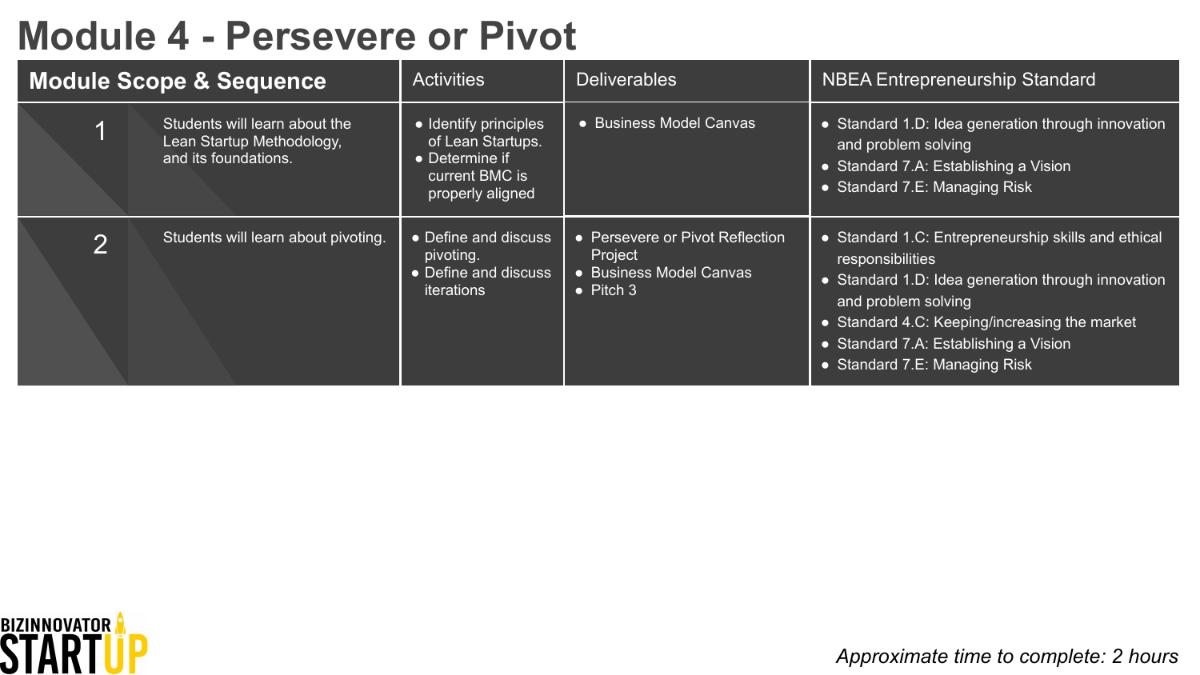# Module 4 - Persevere or Pivot

| Module Scope & Sequence | | Activities | Deliverables | NBEA Entrepreneurship Standard |
|---|---|---|---|---|
| 1 | Students will learn about the Lean Startup Methodology, and its foundations. | • Identify principles of Lean Startups.<br>• Determine if current BMC is properly aligned | • Business Model Canvas | • Standard 1.D: Idea generation through innovation and problem solving<br>• Standard 7.A: Establishing a Vision<br>• Standard 7.E: Managing Risk |
| 2 | Students will learn about pivoting. | • Define and discuss pivoting.<br>• Define and discuss iterations | • Persevere or Pivot Reflection Project<br>• Business Model Canvas<br>• Pitch 3 | • Standard 1.C: Entrepreneurship skills and ethical responsibilities<br>• Standard 1.D: Idea generation through innovation and problem solving<br>• Standard 4.C: Keeping/increasing the market<br>• Standard 7.A: Establishing a Vision<br>• Standard 7.E: Managing Risk |

BIZINNOVATOR STARTUP

*Approximate time to complete: 2 hours*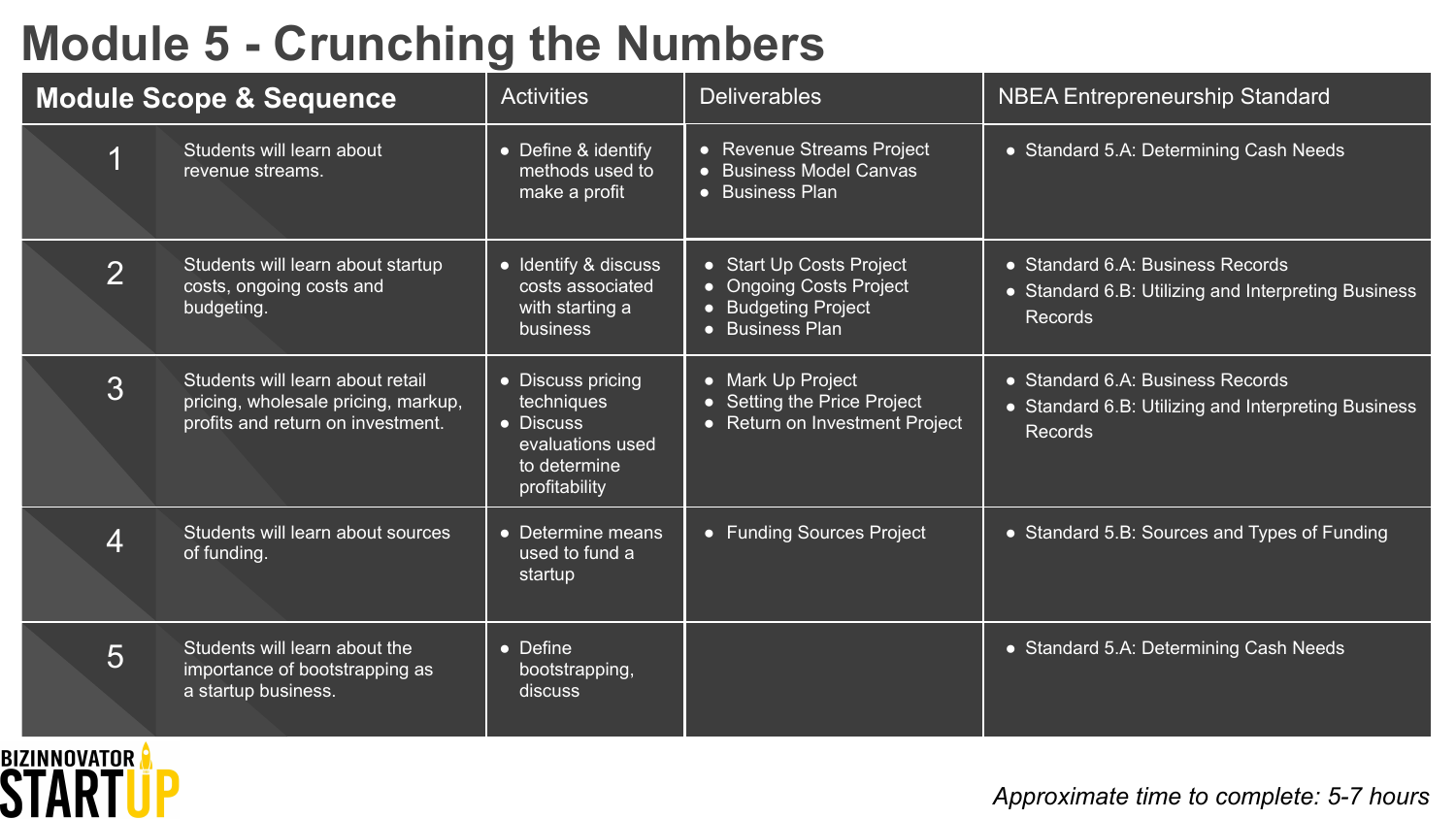# Module 5 - Crunching the Numbers

| Module Scope & Sequence | | Activities | Deliverables | NBEA Entrepreneurship Standard |
|---|---|---|---|---|
| 1 | Students will learn about revenue streams. | • Define & identify methods used to make a profit | • Revenue Streams Project<br>• Business Model Canvas<br>• Business Plan | • Standard 5.A: Determining Cash Needs |
| 2 | Students will learn about startup costs, ongoing costs and budgeting. | • Identify & discuss costs associated with starting a business | • Start Up Costs Project<br>• Ongoing Costs Project<br>• Budgeting Project<br>• Business Plan | • Standard 6.A: Business Records<br>• Standard 6.B: Utilizing and Interpreting Business Records |
| 3 | Students will learn about retail pricing, wholesale pricing, markup, profits and return on investment. | • Discuss pricing techniques<br>• Discuss evaluations used to determine profitability | • Mark Up Project<br>• Setting the Price Project<br>• Return on Investment Project | • Standard 6.A: Business Records<br>• Standard 6.B: Utilizing and Interpreting Business Records |
| 4 | Students will learn about sources of funding. | • Determine means used to fund a startup | • Funding Sources Project | • Standard 5.B: Sources and Types of Funding |
| 5 | Students will learn about the importance of bootstrapping as a startup business. | • Define bootstrapping, discuss | | • Standard 5.A: Determining Cash Needs |

BIZINNOVATOR STARTUP

*Approximate time to complete: 5-7 hours*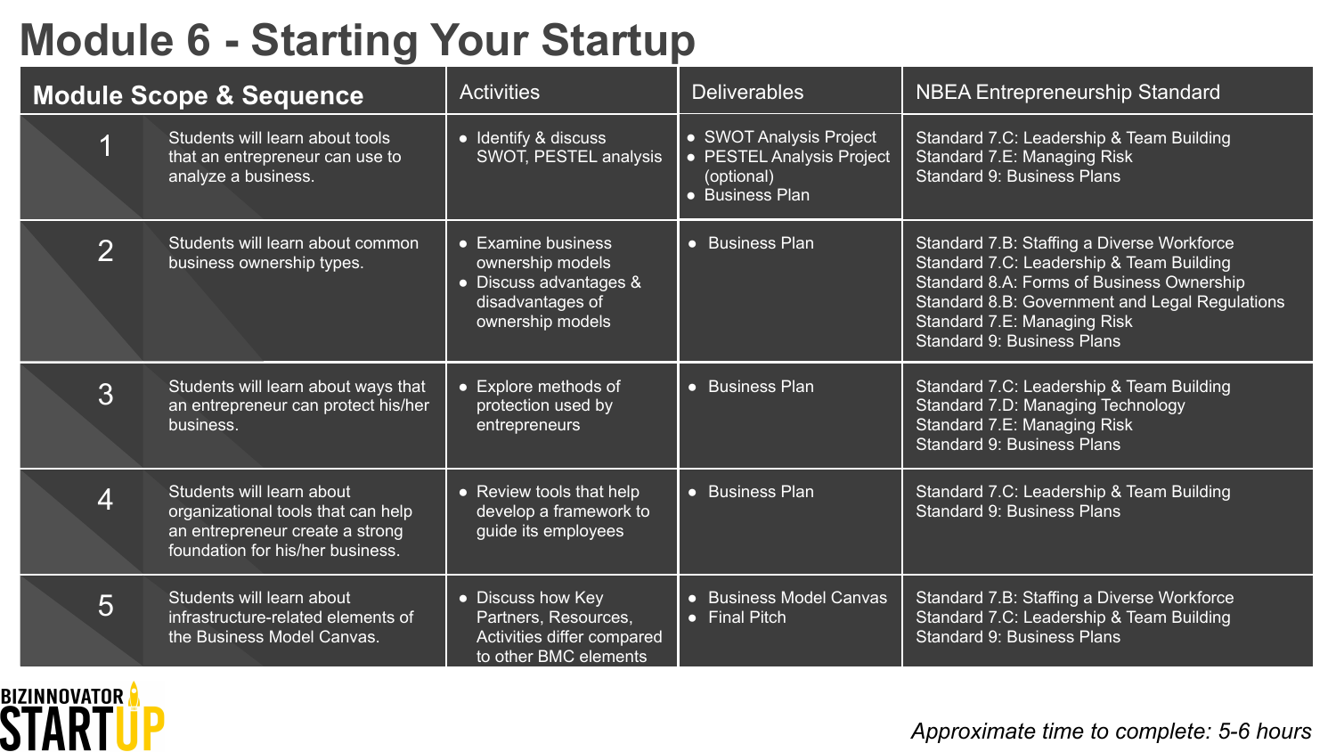# Module 6 - Starting Your Startup

| Module Scope & Sequence | | Activities | Deliverables | NBEA Entrepreneurship Standard |
|---|---|---|---|---|
| 1 | Students will learn about tools that an entrepreneur can use to analyze a business. | • Identify & discuss SWOT, PESTEL analysis | • SWOT Analysis Project<br>• PESTEL Analysis Project (optional)<br>• Business Plan | Standard 7.C: Leadership & Team Building<br>Standard 7.E: Managing Risk<br>Standard 9: Business Plans |
| 2 | Students will learn about common business ownership types. | • Examine business ownership models<br>• Discuss advantages & disadvantages of ownership models | • Business Plan | Standard 7.B: Staffing a Diverse Workforce<br>Standard 7.C: Leadership & Team Building<br>Standard 8.A: Forms of Business Ownership<br>Standard 8.B: Government and Legal Regulations<br>Standard 7.E: Managing Risk<br>Standard 9: Business Plans |
| 3 | Students will learn about ways that an entrepreneur can protect his/her business. | • Explore methods of protection used by entrepreneurs | • Business Plan | Standard 7.C: Leadership & Team Building<br>Standard 7.D: Managing Technology<br>Standard 7.E: Managing Risk<br>Standard 9: Business Plans |
| 4 | Students will learn about organizational tools that can help an entrepreneur create a strong foundation for his/her business. | • Review tools that help develop a framework to guide its employees | • Business Plan | Standard 7.C: Leadership & Team Building<br>Standard 9: Business Plans |
| 5 | Students will learn about infrastructure-related elements of the Business Model Canvas. | • Discuss how Key Partners, Resources, Activities differ compared to other BMC elements | • Business Model Canvas<br>• Final Pitch | Standard 7.B: Staffing a Diverse Workforce<br>Standard 7.C: Leadership & Team Building<br>Standard 9: Business Plans |

BIZINNOVATOR STARTUP

*Approximate time to complete: 5-6 hours*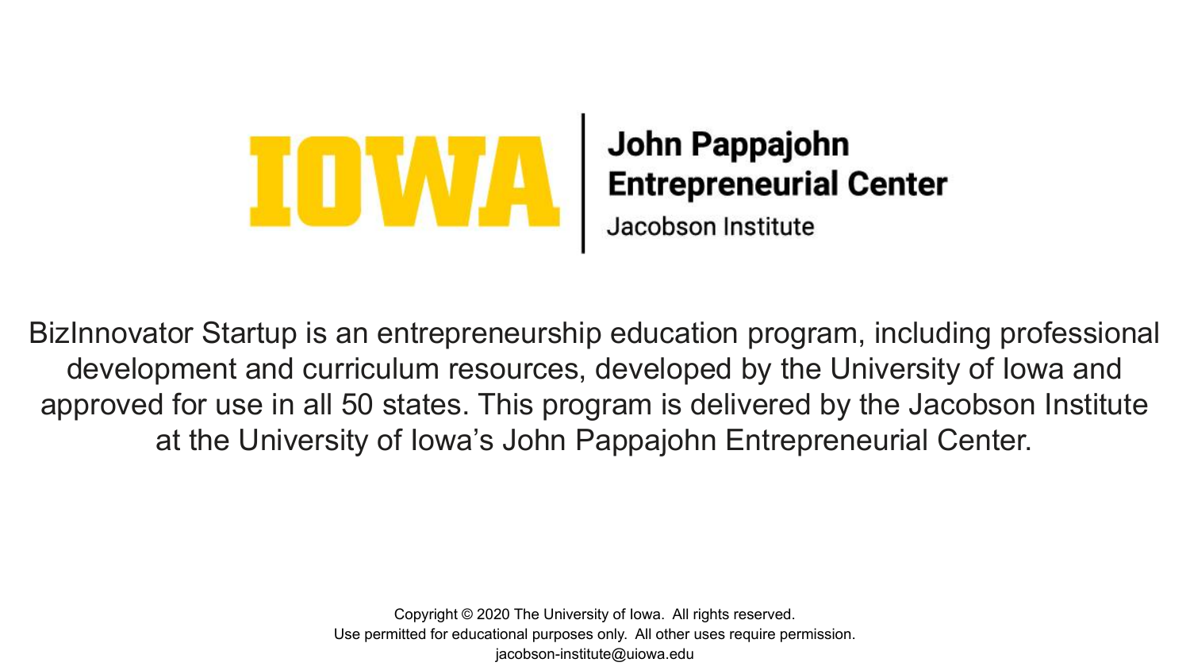IOWA | John Pappajohn Entrepreneurial Center
Jacobson Institute

BizInnovator Startup is an entrepreneurship education program, including professional development and curriculum resources, developed by the University of Iowa and approved for use in all 50 states. This program is delivered by the Jacobson Institute at the University of Iowa's John Pappajohn Entrepreneurial Center.

Copyright © 2020 The University of Iowa. All rights reserved.
Use permitted for educational purposes only. All other uses require permission.
jacobson-institute@uiowa.edu